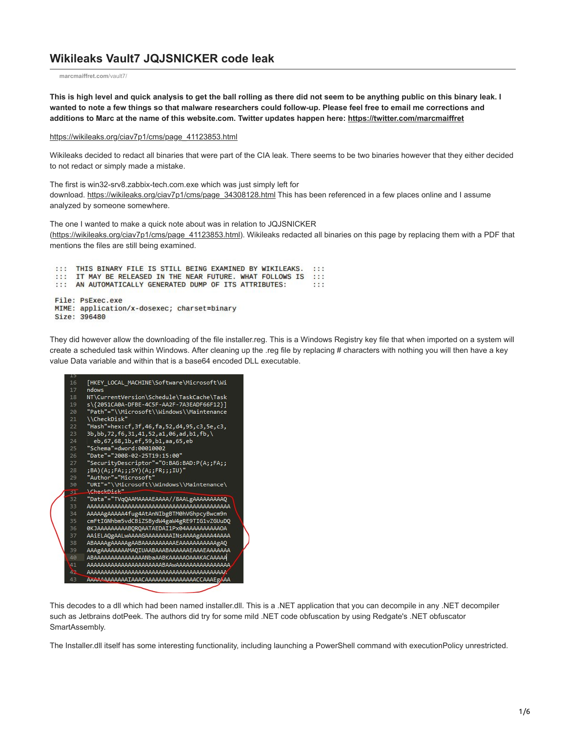# Wikileaks Vault7 JQJSNICKER code leak

marcmaiffret.com/vault7/

**This is high level and quick analysis to get the ball rolling as there did not seem to be anything public on this binary leak. I wanted to note a few things so that malware researchers could follow-up. Please feel free to email me corrections and additions to Marc at the name of this website.com. Twitter updates happen here: https://twitter.com/marcmaiffret**

https://wikileaks.org/ciav7p1/cms/page_41123853.html

Wikileaks decided to redact all binaries that were part of the CIA leak. There seems to be two binaries however that they either decided to not redact or simply made a mistake.

The first is win32-srv8.zabbix-tech.com.exe which was just simply left for download. https://wikileaks.org/ciav7p1/cms/page_34308128.html This has been referenced in a few places online and I assume analyzed by someone somewhere.

The one I wanted to make a quick note about was in relation to JQJSNICKER (https://wikileaks.org/ciav7p1/cms/page_41123853.html). Wikileaks redacted all binaries on this page by replacing them with a PDF that mentions the files are still being examined.

```
:::  THIS BINARY FILE IS STILL BEING EXAMINED BY WIKILEAKS.  :::
:::  IT MAY BE RELEASED IN THE NEAR FUTURE. WHAT FOLLOWS IS  :::
:::  AN AUTOMATICALLY GENERATED DUMP OF ITS ATTRIBUTES:      :::

File: PsExec.exe
MIME: application/x-dosexec; charset=binary
Size: 396480
```

They did however allow the downloading of the file installer.reg. This is a Windows Registry key file that when imported on a system will create a scheduled task within Windows. After cleaning up the .reg file by replacing # characters with nothing you will then have a key value Data variable and within that is a base64 encoded DLL executable.

```
16  [HKEY_LOCAL_MACHINE\Software\Microsoft\Wi
17  ndows
18  NT\CurrentVersion\Schedule\TaskCache\Task
19  s\{2051CA0A-DFBE-4C5F-AA2F-7A3EADF66F12}]
20  "Path"="\\Microsoft\\Windows\\Maintenance
21  \\CheckDisk"
22  "Hash"=hex:cf,3f,46,fa,52,d4,95,c3,5e,c3,
23  3b,bb,72,f6,31,41,52,a1,06,ad,b1,fb,\
24    eb,67,68,1b,ef,59,b1,aa,65,eb
25  "Schema"=dword:00010002
26  "Date"="2008-02-25T19:15:00"
27  "SecurityDescriptor"="O:BAG:BAD:P(A;;FA;;
28  ;BA)(A;;FA;;;SY)(A;;FR;;;IU)"
29  "Author"="Microsoft"
30  "URI"="\\Microsoft\\Windows\\Maintenance\
31  \CheckDisk"
32  "Data"="TVqQAAMAAAAEAAAA//8AALgAAAAAAAAAQ
33  AAAAAAAAAAAAAAAAAAAAAAAAAAAAAAAAAAAAAAAAA
34  AAAAAgAAAAA4fug4AtAnNIbgBTM0hVGhpcyBwcm9n
35  cmFtIGNhbm5vdCBiZSBydW4gaW4gRE9TIG1vZGUuDQ
36  0KJAAAAAAAAABQRQAATAEDAI1Px04AAAAAAAAAAOA
37  AAiELAQgAALwAAAAGAAAAAAAAINsAAAAgAAAA4AAAA
38  ABAAAAgAAAAAgAABAAAAAAAAAAEAAAAAAAAAAAgAQ
39  AAAgAAAAAAAAMAQIUAABAAABAAAAAAAEAAAEAAAAAAA
40  ABAAAAAAAAAAAAAAANbaAABKAAAAAOAAAKACAAAAA
41  AAAAAAAAAAAAAAAAAAAAAAABAAwAAAAAAAAAAAAAAAA
42  AAAAAAAAAAAAAAAAAAAAAAAAAAAAAAAAAAAAAAAAA
43  AAAAAAAAAAAAIAAACAAAAAAAAAAAAAAAACCAAAEgAAA
```

This decodes to a dll which had been named installer.dll. This is a .NET application that you can decompile in any .NET decompiler such as Jetbrains dotPeek. The authors did try for some mild .NET code obfuscation by using Redgate's .NET obfuscator SmartAssembly.

The Installer.dll itself has some interesting functionality, including launching a PowerShell command with executionPolicy unrestricted.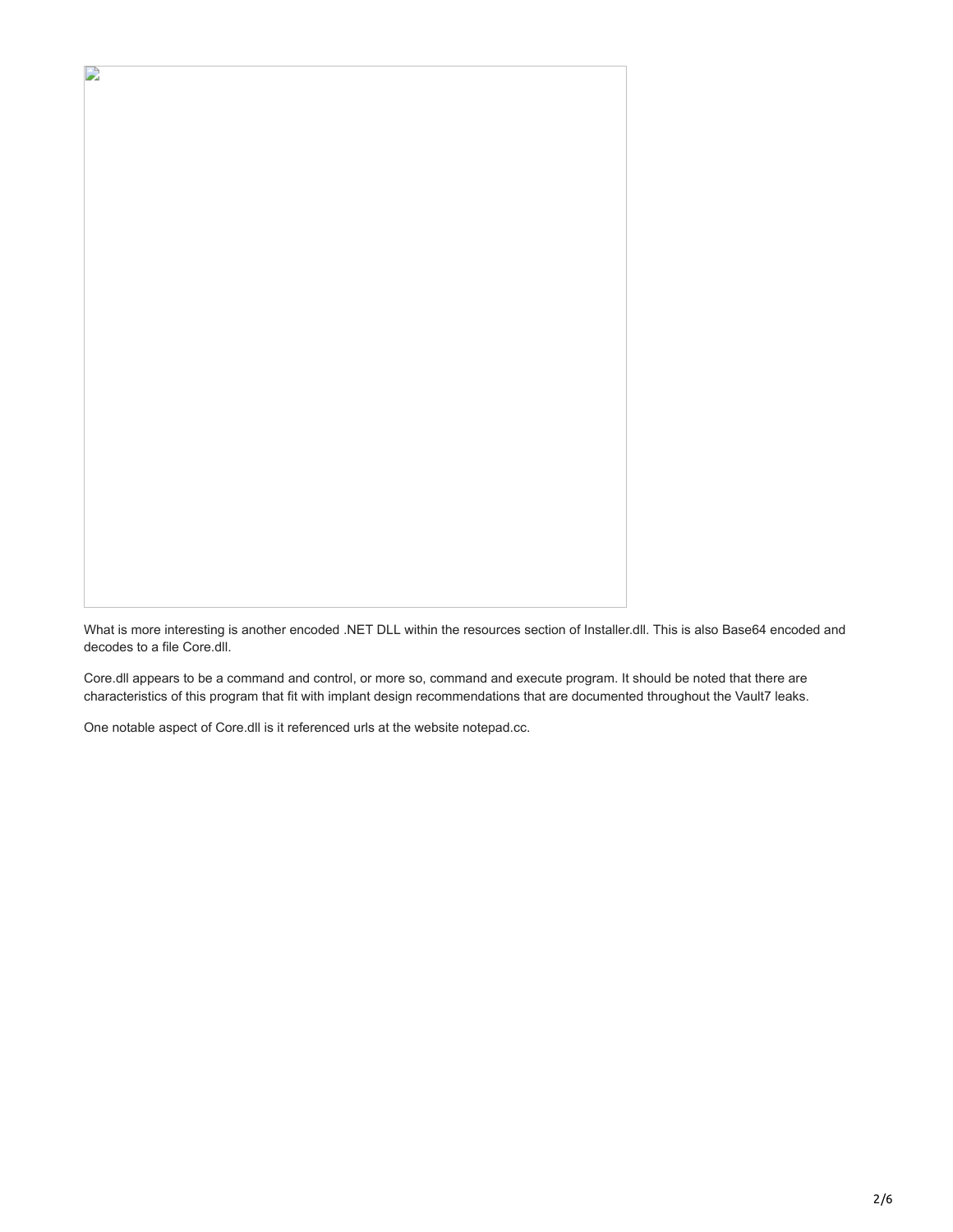What is more interesting is another encoded .NET DLL within the resources section of Installer.dll. This is also Base64 encoded and decodes to a file Core.dll.

Core.dll appears to be a command and control, or more so, command and execute program. It should be noted that there are characteristics of this program that fit with implant design recommendations that are documented throughout the Vault7 leaks.

One notable aspect of Core.dll is it referenced urls at the website notepad.cc.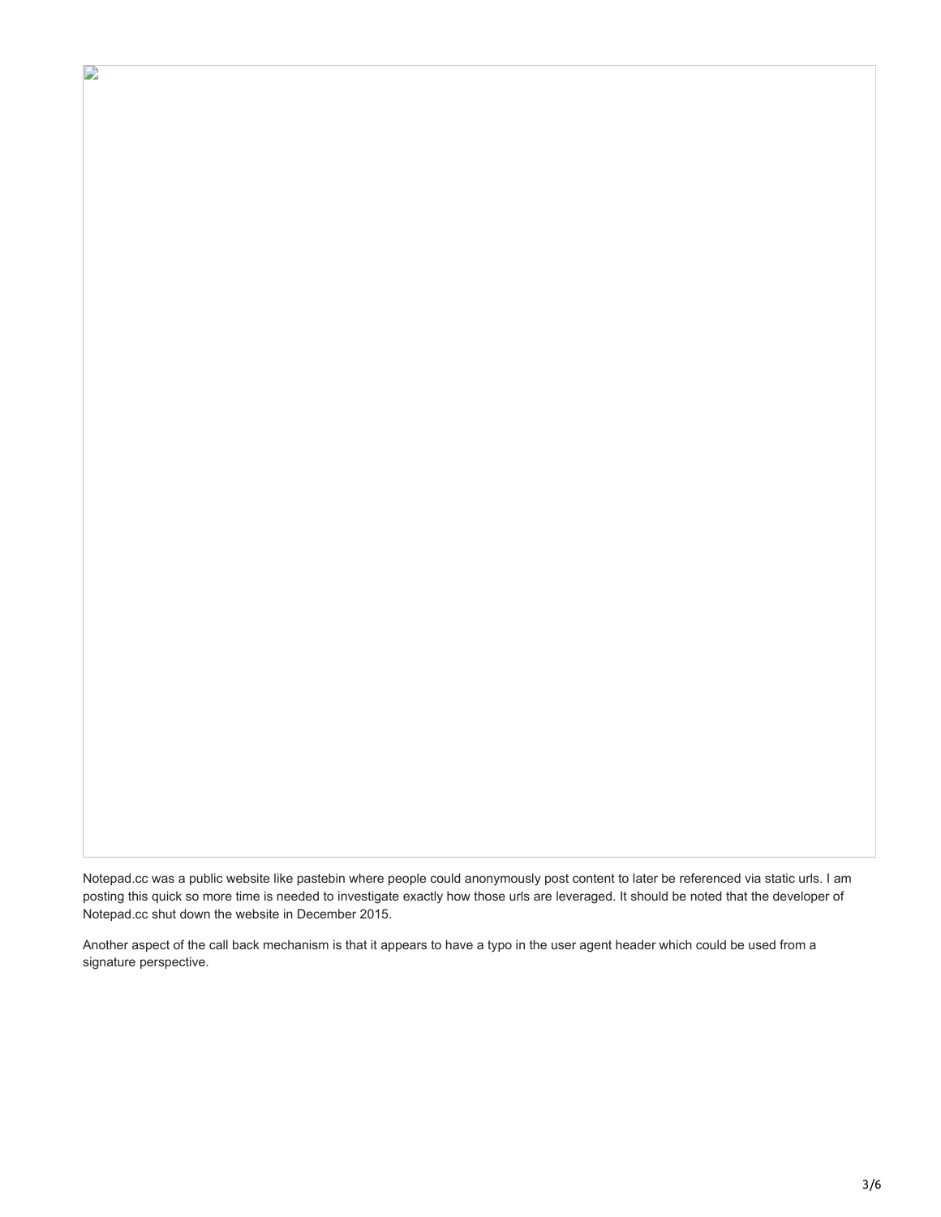Notepad.cc was a public website like pastebin where people could anonymously post content to later be referenced via static urls. I am posting this quick so more time is needed to investigate exactly how those urls are leveraged. It should be noted that the developer of Notepad.cc shut down the website in December 2015.

Another aspect of the call back mechanism is that it appears to have a typo in the user agent header which could be used from a signature perspective.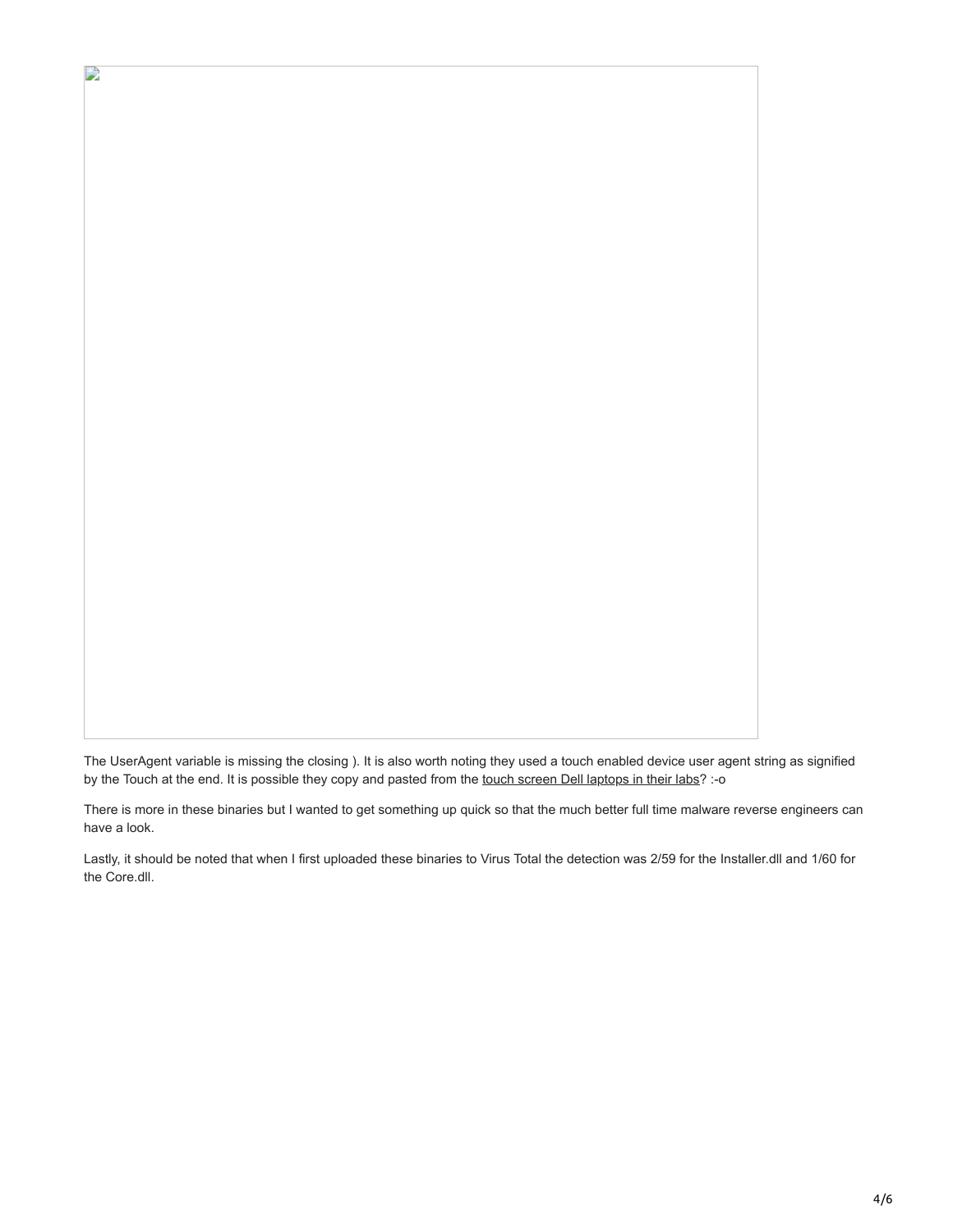The UserAgent variable is missing the closing ). It is also worth noting they used a touch enabled device user agent string as signified by the Touch at the end. It is possible they copy and pasted from the touch screen Dell laptops in their labs? :-o

There is more in these binaries but I wanted to get something up quick so that the much better full time malware reverse engineers can have a look.

Lastly, it should be noted that when I first uploaded these binaries to Virus Total the detection was 2/59 for the Installer.dll and 1/60 for the Core.dll.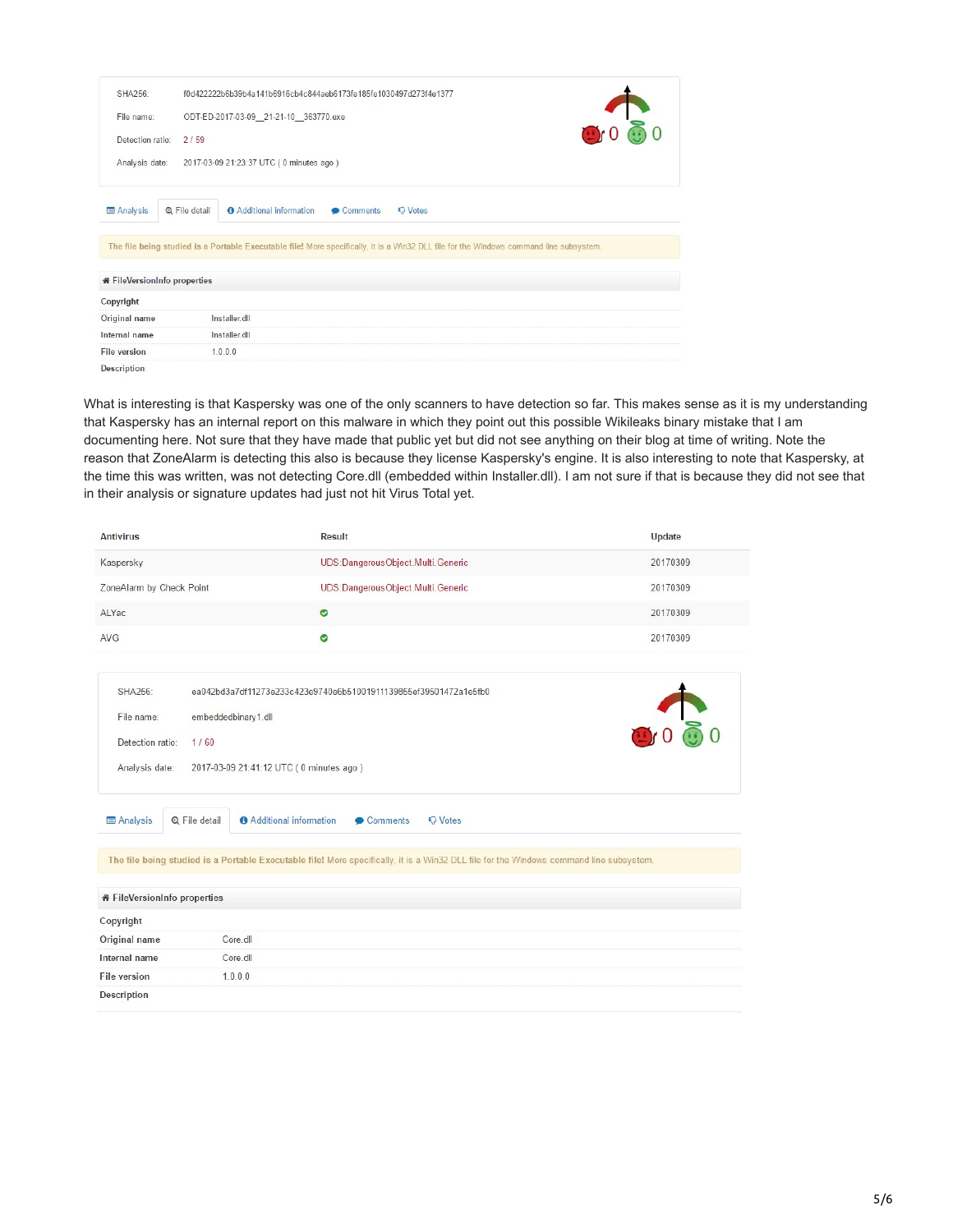| | |
|---|---|
| SHA256: | f0d422222b6b39b4a141b6916cb4c844aeb6173fe185fe1030497d273f4e1377 |
| File name: | ODT-ED-2017-03-09__21-21-10__363770.exe |
| Detection ratio: | 2 / 59 |
| Analysis date: | 2017-03-09 21:23:37 UTC ( 0 minutes ago ) |

0 0

Analysis | File detail | Additional information | Comments | Votes

The file being studied is a Portable Executable file! More specifically, it is a Win32 DLL file for the Windows command line subsystem.

**FileVersionInfo properties**

| | |
|---|---|
| Copyright | |
| Original name | Installer.dll |
| Internal name | Installer.dll |
| File version | 1.0.0.0 |
| Description | |

What is interesting is that Kaspersky was one of the only scanners to have detection so far. This makes sense as it is my understanding that Kaspersky has an internal report on this malware in which they point out this possible Wikileaks binary mistake that I am documenting here. Not sure that they have made that public yet but did not see anything on their blog at time of writing. Note the reason that ZoneAlarm is detecting this also is because they license Kaspersky's engine. It is also interesting to note that Kaspersky, at the time this was written, was not detecting Core.dll (embedded within Installer.dll). I am not sure if that is because they did not see that in their analysis or signature updates had just not hit Virus Total yet.

| Antivirus | Result | Update |
|---|---|---|
| Kaspersky | UDS:DangerousObject.Multi.Generic | 20170309 |
| ZoneAlarm by Check Point | UDS:DangerousObject.Multi.Generic | 20170309 |
| ALYac | ✔ | 20170309 |
| AVG | ✔ | 20170309 |

| | |
|---|---|
| SHA256: | ea042bd3a7df11273e233c423e9740e6b51001911139855ef39501472a1e5fb0 |
| File name: | embeddedbinary1.dll |
| Detection ratio: | 1 / 60 |
| Analysis date: | 2017-03-09 21:41:12 UTC ( 0 minutes ago ) |

0 0

Analysis | File detail | Additional information | Comments | Votes

The file being studied is a Portable Executable file! More specifically, it is a Win32 DLL file for the Windows command line subsystem.

**FileVersionInfo properties**

| | |
|---|---|
| Copyright | |
| Original name | Core.dll |
| Internal name | Core.dll |
| File version | 1.0.0.0 |
| Description | |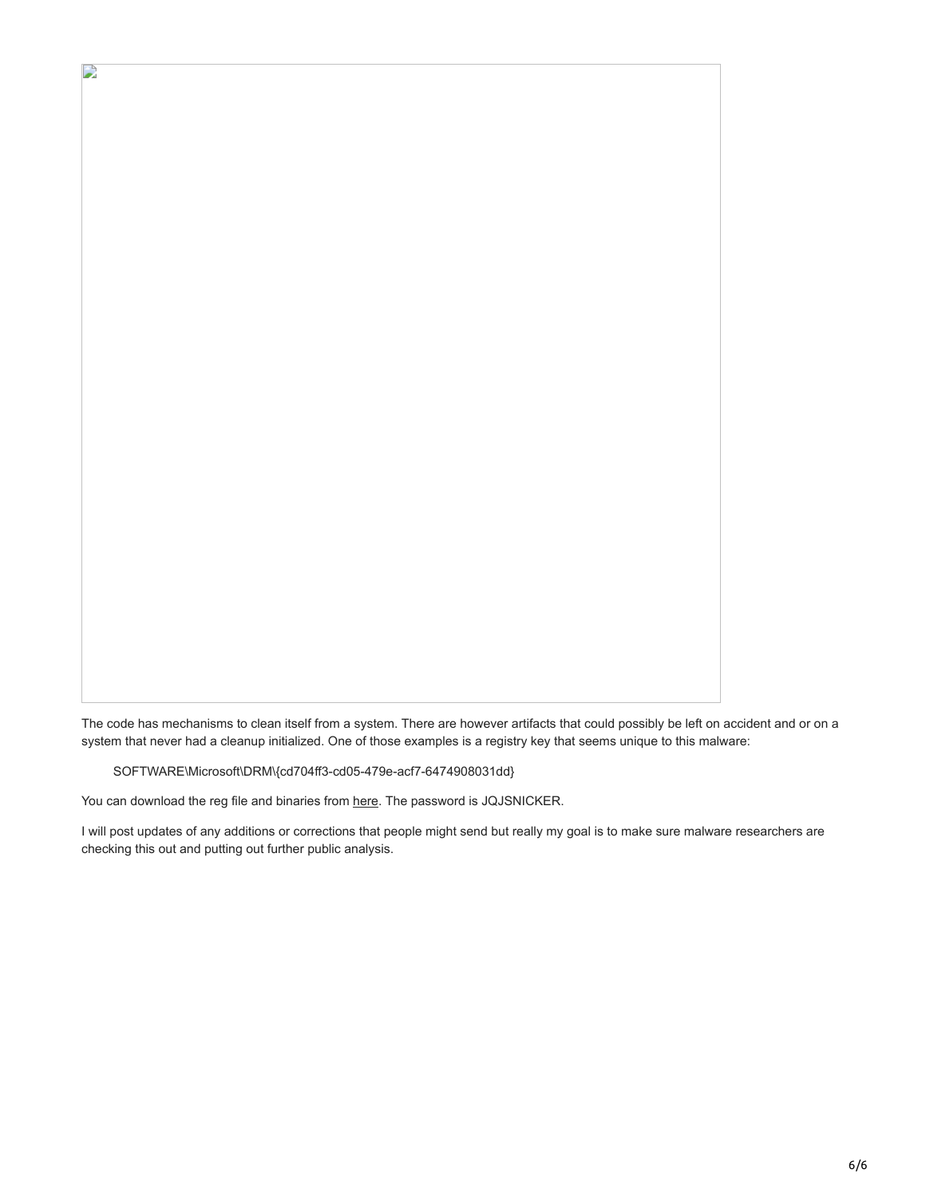The code has mechanisms to clean itself from a system. There are however artifacts that could possibly be left on accident and or on a system that never had a cleanup initialized. One of those examples is a registry key that seems unique to this malware:

```
SOFTWARE\Microsoft\DRM\{cd704ff3-cd05-479e-acf7-6474908031dd}
```

You can download the reg file and binaries from here. The password is JQJSNICKER.

I will post updates of any additions or corrections that people might send but really my goal is to make sure malware researchers are checking this out and putting out further public analysis.